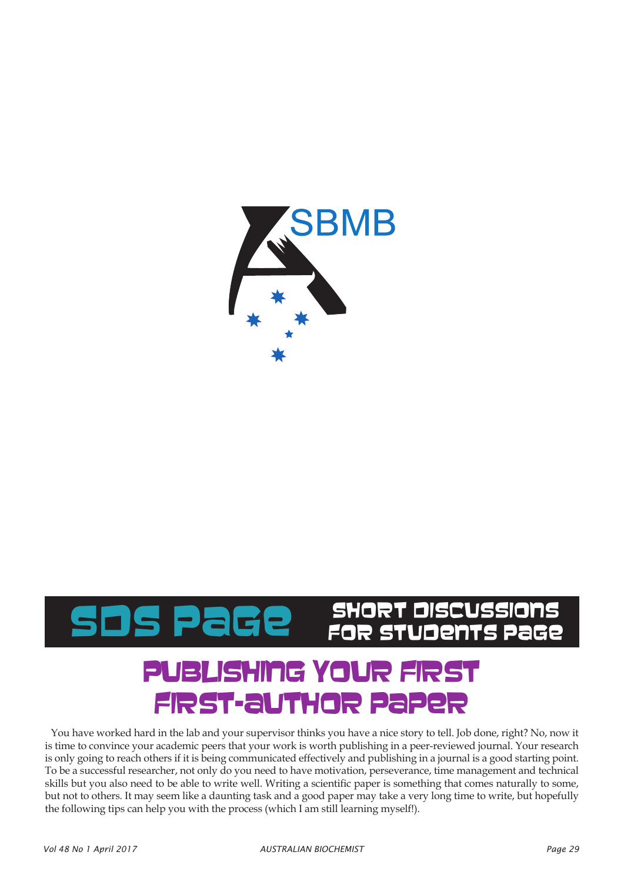# SDS Page — Short Discussions for Students Page

## Publishing Your First First-Author Paper

You have worked hard in the lab and your supervisor thinks you have a nice story to tell. Job done, right? No, now it is time to convince your academic peers that your work is worth publishing in a peer-reviewed journal. Your research is only going to reach others if it is being communicated effectively and publishing in a journal is a good starting point. To be a successful researcher, not only do you need to have motivation, perseverance, time management and technical skills but you also need to be able to write well. Writing a scientific paper is something that comes naturally to some, but not to others. It may seem like a daunting task and a good paper may take a very long time to write, but hopefully the following tips can help you with the process (which I am still learning myself!).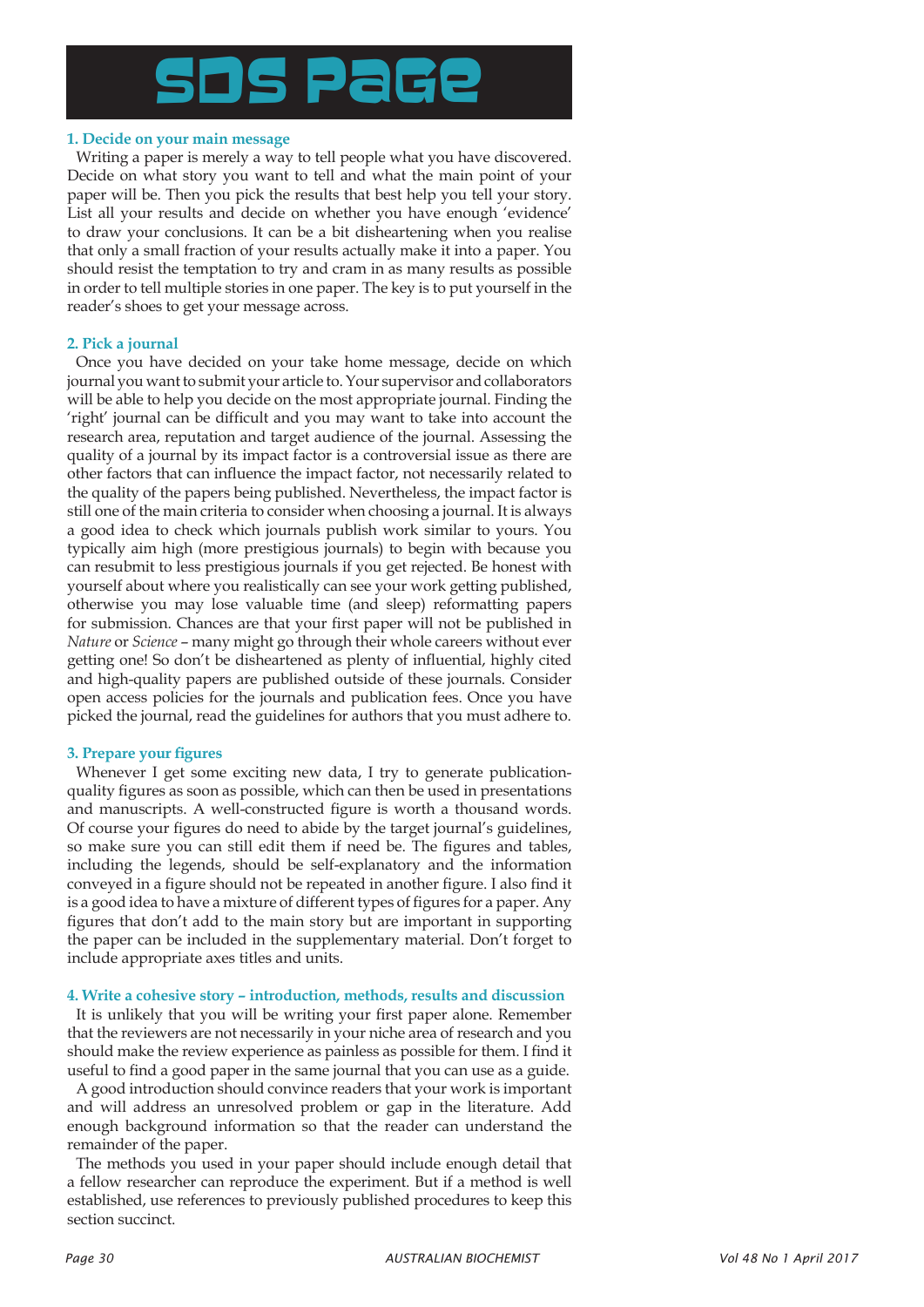# SDS Page

### 1. Decide on your main message

Writing a paper is merely a way to tell people what you have discovered. Decide on what story you want to tell and what the main point of your paper will be. Then you pick the results that best help you tell your story. List all your results and decide on whether you have enough 'evidence' to draw your conclusions. It can be a bit disheartening when you realise that only a small fraction of your results actually make it into a paper. You should resist the temptation to try and cram in as many results as possible in order to tell multiple stories in one paper. The key is to put yourself in the reader's shoes to get your message across.

### 2. Pick a journal

Once you have decided on your take home message, decide on which journal you want to submit your article to. Your supervisor and collaborators will be able to help you decide on the most appropriate journal. Finding the 'right' journal can be difficult and you may want to take into account the research area, reputation and target audience of the journal. Assessing the quality of a journal by its impact factor is a controversial issue as there are other factors that can influence the impact factor, not necessarily related to the quality of the papers being published. Nevertheless, the impact factor is still one of the main criteria to consider when choosing a journal. It is always a good idea to check which journals publish work similar to yours. You typically aim high (more prestigious journals) to begin with because you can resubmit to less prestigious journals if you get rejected. Be honest with yourself about where you realistically can see your work getting published, otherwise you may lose valuable time (and sleep) reformatting papers for submission. Chances are that your first paper will not be published in *Nature* or *Science* – many might go through their whole careers without ever getting one! So don't be disheartened as plenty of influential, highly cited and high-quality papers are published outside of these journals. Consider open access policies for the journals and publication fees. Once you have picked the journal, read the guidelines for authors that you must adhere to.

### 3. Prepare your figures

Whenever I get some exciting new data, I try to generate publication-quality figures as soon as possible, which can then be used in presentations and manuscripts. A well-constructed figure is worth a thousand words. Of course your figures do need to abide by the target journal's guidelines, so make sure you can still edit them if need be. The figures and tables, including the legends, should be self-explanatory and the information conveyed in a figure should not be repeated in another figure. I also find it is a good idea to have a mixture of different types of figures for a paper. Any figures that don't add to the main story but are important in supporting the paper can be included in the supplementary material. Don't forget to include appropriate axes titles and units.

### 4. Write a cohesive story – introduction, methods, results and discussion

It is unlikely that you will be writing your first paper alone. Remember that the reviewers are not necessarily in your niche area of research and you should make the review experience as painless as possible for them. I find it useful to find a good paper in the same journal that you can use as a guide.

A good introduction should convince readers that your work is important and will address an unresolved problem or gap in the literature. Add enough background information so that the reader can understand the remainder of the paper.

The methods you used in your paper should include enough detail that a fellow researcher can reproduce the experiment. But if a method is well established, use references to previously published procedures to keep this section succinct.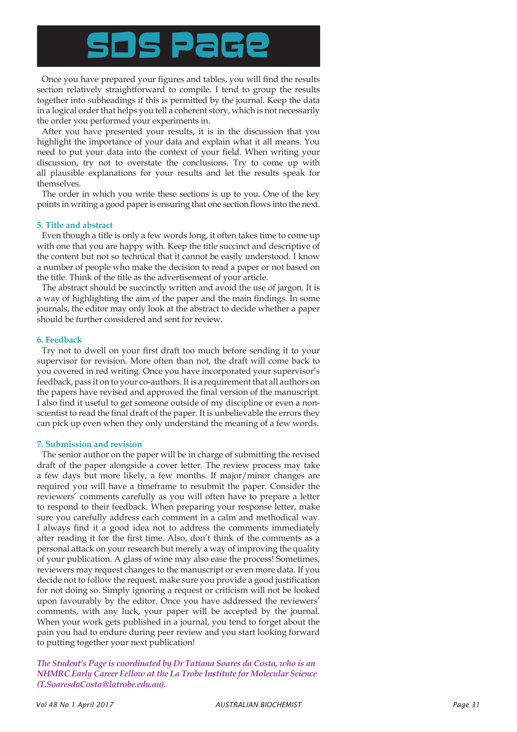# SDS Page

Once you have prepared your figures and tables, you will find the results section relatively straightforward to compile. I tend to group the results together into subheadings if this is permitted by the journal. Keep the data in a logical order that helps you tell a coherent story, which is not necessarily the order you performed your experiments in.

After you have presented your results, it is in the discussion that you highlight the importance of your data and explain what it all means. You need to put your data into the context of your field. When writing your discussion, try not to overstate the conclusions. Try to come up with all plausible explanations for your results and let the results speak for themselves.

The order in which you write these sections is up to you. One of the key points in writing a good paper is ensuring that one section flows into the next.

### 5. Title and abstract

Even though a title is only a few words long, it often takes time to come up with one that you are happy with. Keep the title succinct and descriptive of the content but not so technical that it cannot be easily understood. I know a number of people who make the decision to read a paper or not based on the title. Think of the title as the advertisement of your article.

The abstract should be succinctly written and avoid the use of jargon. It is a way of highlighting the aim of the paper and the main findings. In some journals, the editor may only look at the abstract to decide whether a paper should be further considered and sent for review.

### 6. Feedback

Try not to dwell on your first draft too much before sending it to your supervisor for revision. More often than not, the draft will come back to you covered in red writing. Once you have incorporated your supervisor's feedback, pass it on to your co-authors. It is a requirement that all authors on the papers have revised and approved the final version of the manuscript. I also find it useful to get someone outside of my discipline or even a non-scientist to read the final draft of the paper. It is unbelievable the errors they can pick up even when they only understand the meaning of a few words.

### 7. Submission and revision

The senior author on the paper will be in charge of submitting the revised draft of the paper alongside a cover letter. The review process may take a few days but more likely, a few months. If major/minor changes are required you will have a timeframe to resubmit the paper. Consider the reviewers' comments carefully as you will often have to prepare a letter to respond to their feedback. When preparing your response letter, make sure you carefully address each comment in a calm and methodical way. I always find it a good idea not to address the comments immediately after reading it for the first time. Also, don't think of the comments as a personal attack on your research but merely a way of improving the quality of your publication. A glass of wine may also ease the process! Sometimes, reviewers may request changes to the manuscript or even more data. If you decide not to follow the request, make sure you provide a good justification for not doing so. Simply ignoring a request or criticism will not be looked upon favourably by the editor. Once you have addressed the reviewers' comments, with any luck, your paper will be accepted by the journal. When your work gets published in a journal, you tend to forget about the pain you had to endure during peer review and you start looking forward to putting together your next publication!

***The Student's Page is coordinated by Dr Tatiana Soares da Costa, who is an NHMRC Early Career Fellow at the La Trobe Institute for Molecular Science (T.SoaresdaCosta@latrobe.edu.au).***